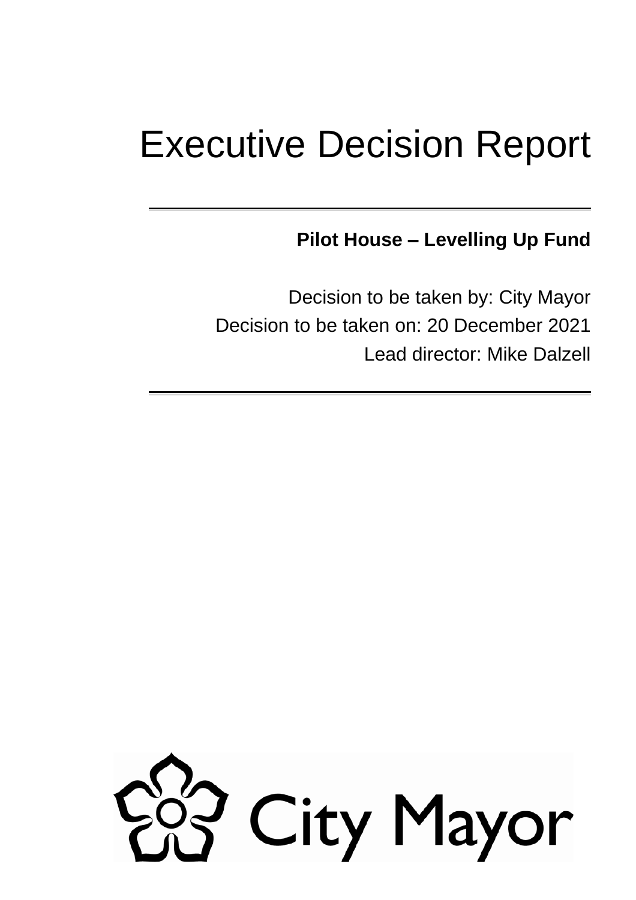# Executive Decision Report

**Pilot House – Levelling Up Fund**

Decision to be taken by: City Mayor

Decision to be taken on: 20 December 2021

Lead director: Mike Dalzell

City Mayor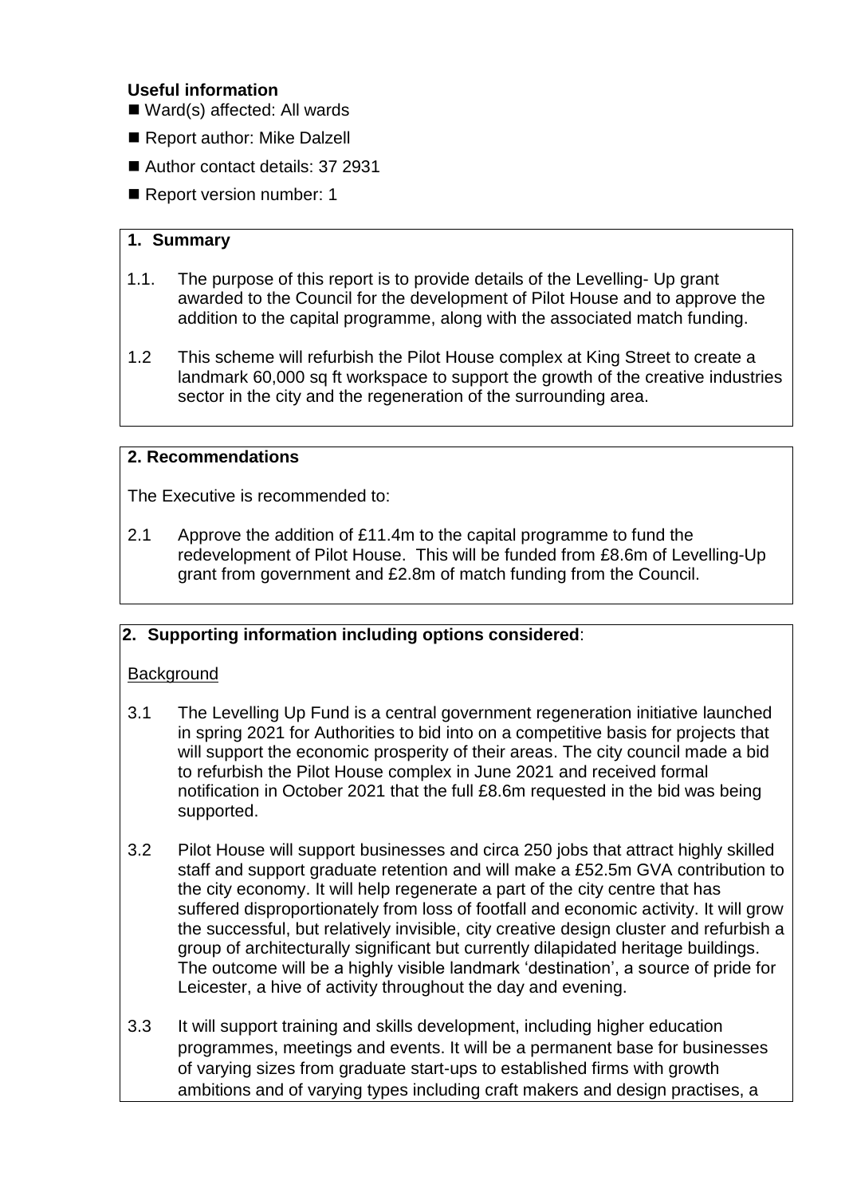**Useful information**

- Ward(s) affected: All wards
- Report author: Mike Dalzell
- Author contact details: 37 2931
- Report version number: 1

## 1. Summary

1.1. The purpose of this report is to provide details of the Levelling- Up grant awarded to the Council for the development of Pilot House and to approve the addition to the capital programme, along with the associated match funding.

1.2 This scheme will refurbish the Pilot House complex at King Street to create a landmark 60,000 sq ft workspace to support the growth of the creative industries sector in the city and the regeneration of the surrounding area.

## 2. Recommendations

The Executive is recommended to:

2.1 Approve the addition of £11.4m to the capital programme to fund the redevelopment of Pilot House. This will be funded from £8.6m of Levelling-Up grant from government and £2.8m of match funding from the Council.

## 2. Supporting information including options considered:

Background

3.1 The Levelling Up Fund is a central government regeneration initiative launched in spring 2021 for Authorities to bid into on a competitive basis for projects that will support the economic prosperity of their areas. The city council made a bid to refurbish the Pilot House complex in June 2021 and received formal notification in October 2021 that the full £8.6m requested in the bid was being supported.

3.2 Pilot House will support businesses and circa 250 jobs that attract highly skilled staff and support graduate retention and will make a £52.5m GVA contribution to the city economy. It will help regenerate a part of the city centre that has suffered disproportionately from loss of footfall and economic activity. It will grow the successful, but relatively invisible, city creative design cluster and refurbish a group of architecturally significant but currently dilapidated heritage buildings. The outcome will be a highly visible landmark 'destination', a source of pride for Leicester, a hive of activity throughout the day and evening.

3.3 It will support training and skills development, including higher education programmes, meetings and events. It will be a permanent base for businesses of varying sizes from graduate start-ups to established firms with growth ambitions and of varying types including craft makers and design practises, a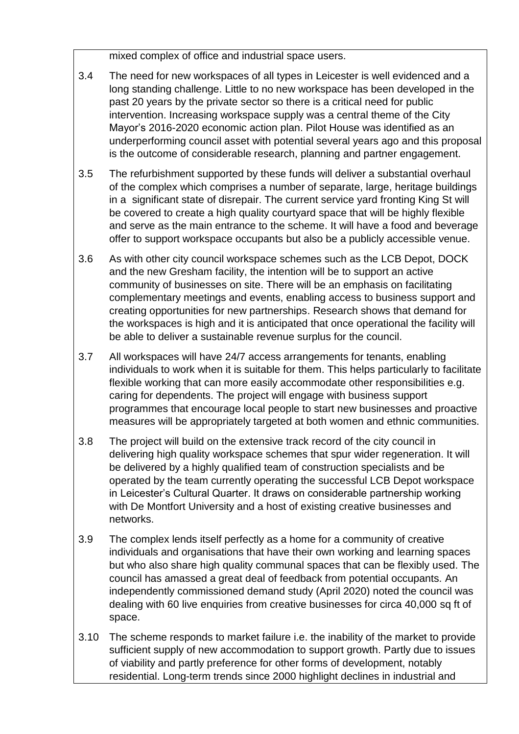mixed complex of office and industrial space users.

3.4 The need for new workspaces of all types in Leicester is well evidenced and a long standing challenge. Little to no new workspace has been developed in the past 20 years by the private sector so there is a critical need for public intervention. Increasing workspace supply was a central theme of the City Mayor's 2016-2020 economic action plan. Pilot House was identified as an underperforming council asset with potential several years ago and this proposal is the outcome of considerable research, planning and partner engagement.

3.5 The refurbishment supported by these funds will deliver a substantial overhaul of the complex which comprises a number of separate, large, heritage buildings in a significant state of disrepair. The current service yard fronting King St will be covered to create a high quality courtyard space that will be highly flexible and serve as the main entrance to the scheme. It will have a food and beverage offer to support workspace occupants but also be a publicly accessible venue.

3.6 As with other city council workspace schemes such as the LCB Depot, DOCK and the new Gresham facility, the intention will be to support an active community of businesses on site. There will be an emphasis on facilitating complementary meetings and events, enabling access to business support and creating opportunities for new partnerships. Research shows that demand for the workspaces is high and it is anticipated that once operational the facility will be able to deliver a sustainable revenue surplus for the council.

3.7 All workspaces will have 24/7 access arrangements for tenants, enabling individuals to work when it is suitable for them. This helps particularly to facilitate flexible working that can more easily accommodate other responsibilities e.g. caring for dependents. The project will engage with business support programmes that encourage local people to start new businesses and proactive measures will be appropriately targeted at both women and ethnic communities.

3.8 The project will build on the extensive track record of the city council in delivering high quality workspace schemes that spur wider regeneration. It will be delivered by a highly qualified team of construction specialists and be operated by the team currently operating the successful LCB Depot workspace in Leicester's Cultural Quarter. It draws on considerable partnership working with De Montfort University and a host of existing creative businesses and networks.

3.9 The complex lends itself perfectly as a home for a community of creative individuals and organisations that have their own working and learning spaces but who also share high quality communal spaces that can be flexibly used. The council has amassed a great deal of feedback from potential occupants. An independently commissioned demand study (April 2020) noted the council was dealing with 60 live enquiries from creative businesses for circa 40,000 sq ft of space.

3.10 The scheme responds to market failure i.e. the inability of the market to provide sufficient supply of new accommodation to support growth. Partly due to issues of viability and partly preference for other forms of development, notably residential. Long-term trends since 2000 highlight declines in industrial and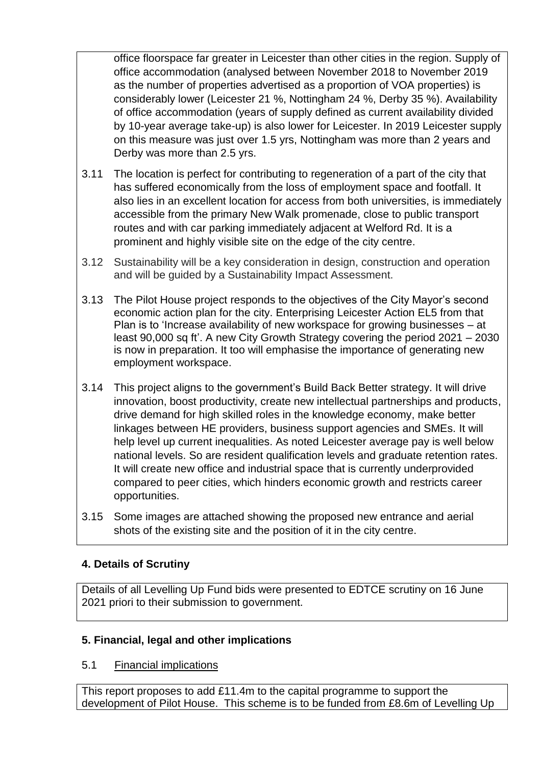office floorspace far greater in Leicester than other cities in the region. Supply of office accommodation (analysed between November 2018 to November 2019 as the number of properties advertised as a proportion of VOA properties) is considerably lower (Leicester 21 %, Nottingham 24 %, Derby 35 %). Availability of office accommodation (years of supply defined as current availability divided by 10-year average take-up) is also lower for Leicester. In 2019 Leicester supply on this measure was just over 1.5 yrs, Nottingham was more than 2 years and Derby was more than 2.5 yrs.

3.11 The location is perfect for contributing to regeneration of a part of the city that has suffered economically from the loss of employment space and footfall. It also lies in an excellent location for access from both universities, is immediately accessible from the primary New Walk promenade, close to public transport routes and with car parking immediately adjacent at Welford Rd. It is a prominent and highly visible site on the edge of the city centre.

3.12 Sustainability will be a key consideration in design, construction and operation and will be guided by a Sustainability Impact Assessment.

3.13 The Pilot House project responds to the objectives of the City Mayor's second economic action plan for the city. Enterprising Leicester Action EL5 from that Plan is to 'Increase availability of new workspace for growing businesses – at least 90,000 sq ft'. A new City Growth Strategy covering the period 2021 – 2030 is now in preparation. It too will emphasise the importance of generating new employment workspace.

3.14 This project aligns to the government's Build Back Better strategy. It will drive innovation, boost productivity, create new intellectual partnerships and products, drive demand for high skilled roles in the knowledge economy, make better linkages between HE providers, business support agencies and SMEs. It will help level up current inequalities. As noted Leicester average pay is well below national levels. So are resident qualification levels and graduate retention rates. It will create new office and industrial space that is currently underprovided compared to peer cities, which hinders economic growth and restricts career opportunities.

3.15 Some images are attached showing the proposed new entrance and aerial shots of the existing site and the position of it in the city centre.

## 4. Details of Scrutiny

Details of all Levelling Up Fund bids were presented to EDTCE scrutiny on 16 June 2021 priori to their submission to government.

## 5. Financial, legal and other implications

### 5.1 Financial implications

This report proposes to add £11.4m to the capital programme to support the development of Pilot House. This scheme is to be funded from £8.6m of Levelling Up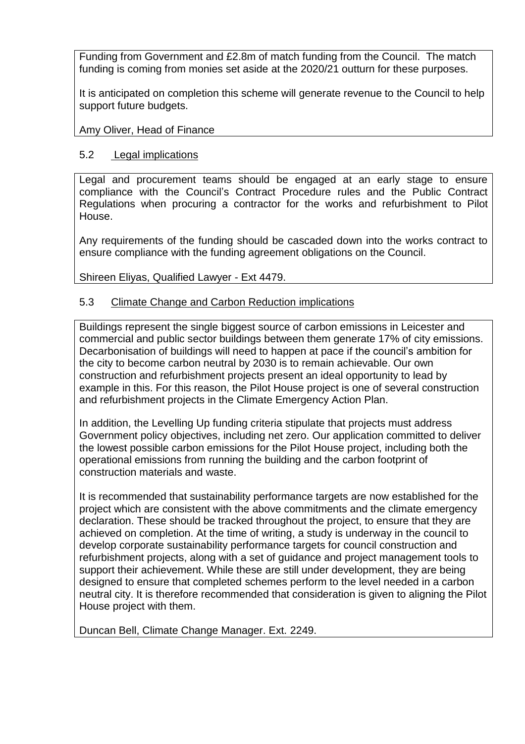Funding from Government and £2.8m of match funding from the Council. The match funding is coming from monies set aside at the 2020/21 outturn for these purposes.

It is anticipated on completion this scheme will generate revenue to the Council to help support future budgets.

Amy Oliver, Head of Finance

### 5.2 Legal implications

Legal and procurement teams should be engaged at an early stage to ensure compliance with the Council's Contract Procedure rules and the Public Contract Regulations when procuring a contractor for the works and refurbishment to Pilot House.

Any requirements of the funding should be cascaded down into the works contract to ensure compliance with the funding agreement obligations on the Council.

Shireen Eliyas, Qualified Lawyer - Ext 4479.

### 5.3 Climate Change and Carbon Reduction implications

Buildings represent the single biggest source of carbon emissions in Leicester and commercial and public sector buildings between them generate 17% of city emissions. Decarbonisation of buildings will need to happen at pace if the council's ambition for the city to become carbon neutral by 2030 is to remain achievable. Our own construction and refurbishment projects present an ideal opportunity to lead by example in this. For this reason, the Pilot House project is one of several construction and refurbishment projects in the Climate Emergency Action Plan.

In addition, the Levelling Up funding criteria stipulate that projects must address Government policy objectives, including net zero. Our application committed to deliver the lowest possible carbon emissions for the Pilot House project, including both the operational emissions from running the building and the carbon footprint of construction materials and waste.

It is recommended that sustainability performance targets are now established for the project which are consistent with the above commitments and the climate emergency declaration. These should be tracked throughout the project, to ensure that they are achieved on completion. At the time of writing, a study is underway in the council to develop corporate sustainability performance targets for council construction and refurbishment projects, along with a set of guidance and project management tools to support their achievement. While these are still under development, they are being designed to ensure that completed schemes perform to the level needed in a carbon neutral city. It is therefore recommended that consideration is given to aligning the Pilot House project with them.

Duncan Bell, Climate Change Manager. Ext. 2249.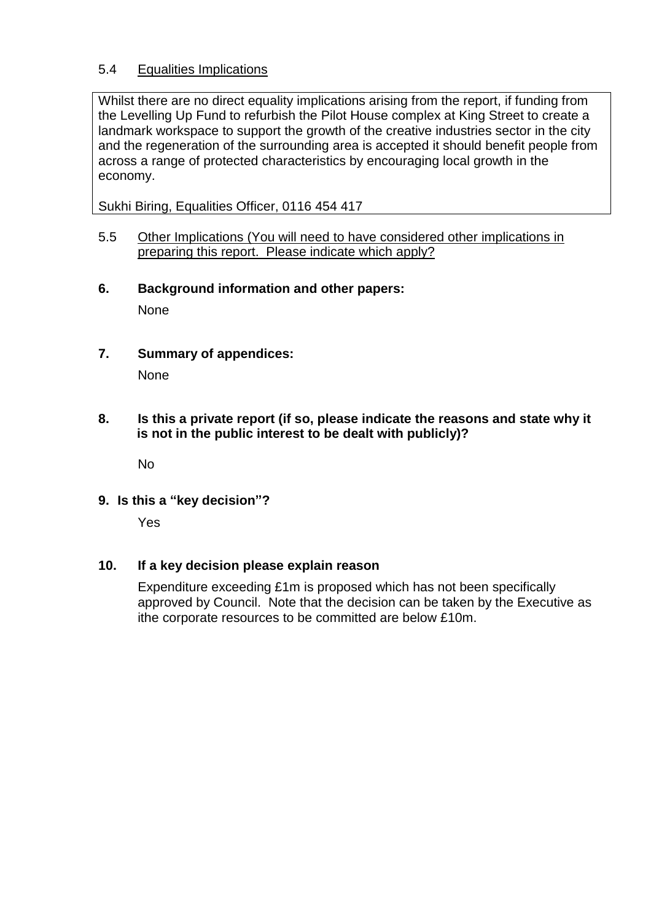5.4 Equalities Implications

Whilst there are no direct equality implications arising from the report, if funding from the Levelling Up Fund to refurbish the Pilot House complex at King Street to create a landmark workspace to support the growth of the creative industries sector in the city and the regeneration of the surrounding area is accepted it should benefit people from across a range of protected characteristics by encouraging local growth in the economy.

Sukhi Biring, Equalities Officer, 0116 454 417

5.5 Other Implications (You will need to have considered other implications in preparing this report. Please indicate which apply?

**6. Background information and other papers:**

None

**7. Summary of appendices:**

None

**8. Is this a private report (if so, please indicate the reasons and state why it is not in the public interest to be dealt with publicly)?**

No

**9. Is this a "key decision"?**

Yes

**10. If a key decision please explain reason**

Expenditure exceeding £1m is proposed which has not been specifically approved by Council. Note that the decision can be taken by the Executive as ithe corporate resources to be committed are below £10m.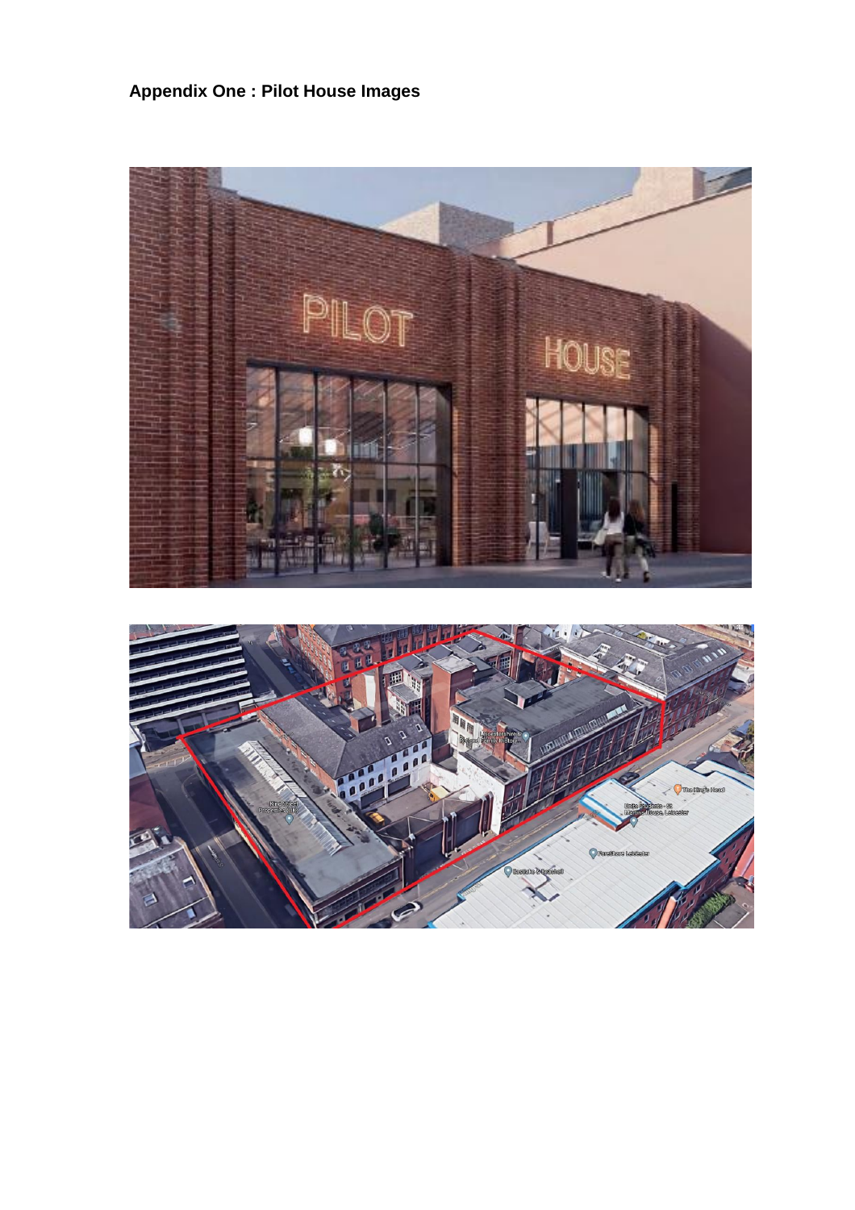**Appendix One : Pilot House Images**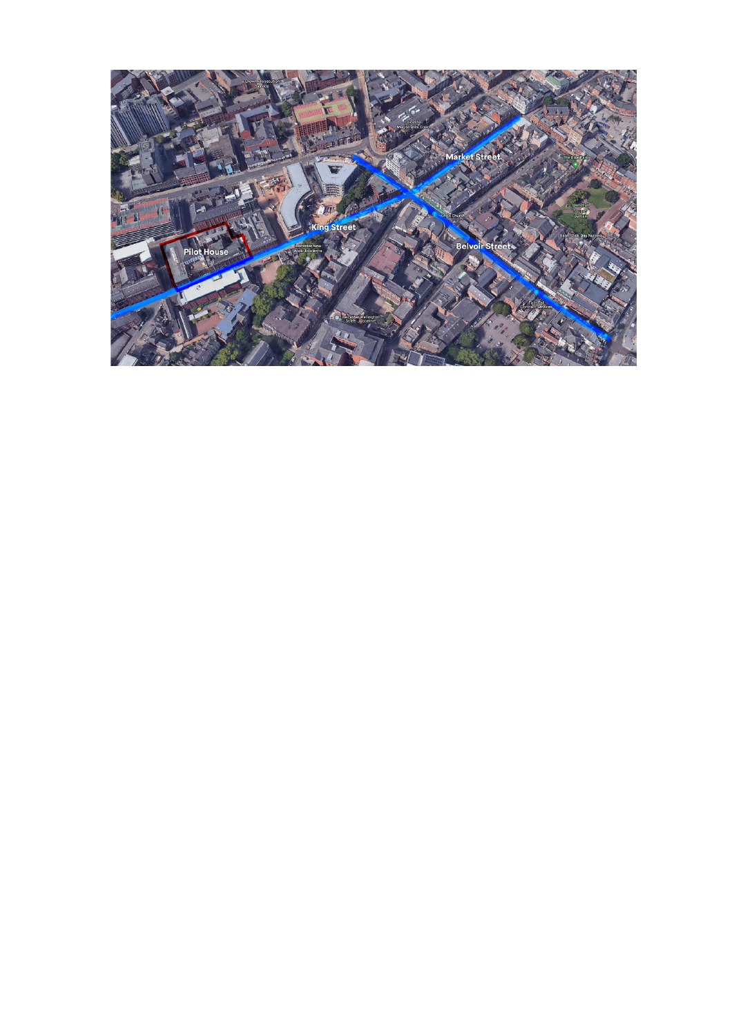Market Street

King Street

Pilot House

Belvoir Street